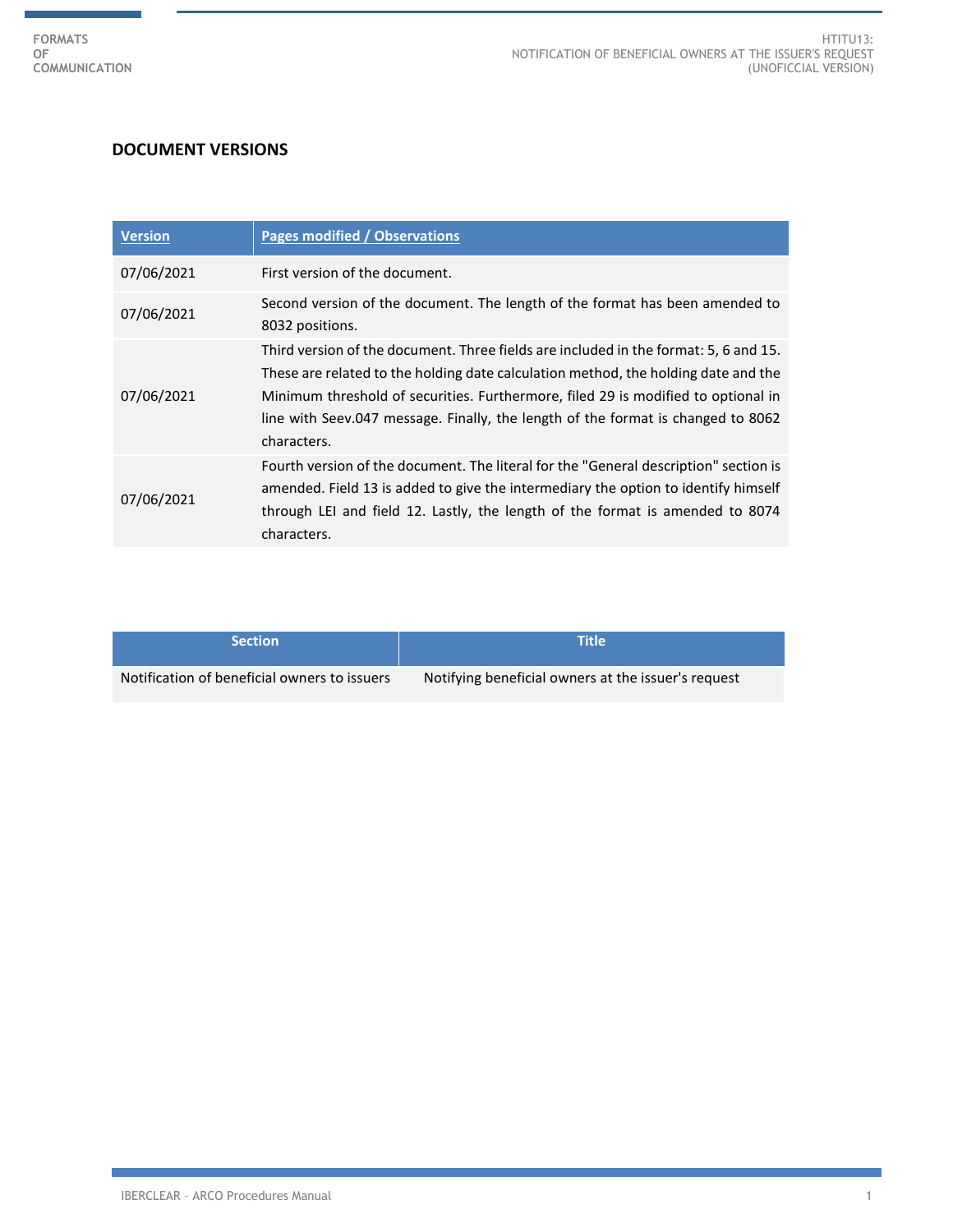## DOCUMENT VERSIONS

| Version | Pages modified / Observations |
|---|---|
| 07/06/2021 | First version of the document. |
| 07/06/2021 | Second version of the document. The length of the format has been amended to 8032 positions. |
| 07/06/2021 | Third version of the document. Three fields are included in the format: 5, 6 and 15. These are related to the holding date calculation method, the holding date and the Minimum threshold of securities. Furthermore, filed 29 is modified to optional in line with Seev.047 message. Finally, the length of the format is changed to 8062 characters. |
| 07/06/2021 | Fourth version of the document. The literal for the "General description" section is amended. Field 13 is added to give the intermediary the option to identify himself through LEI and field 12. Lastly, the length of the format is amended to 8074 characters. |

| Section | Title |
|---|---|
| Notification of beneficial owners to issuers | Notifying beneficial owners at the issuer's request |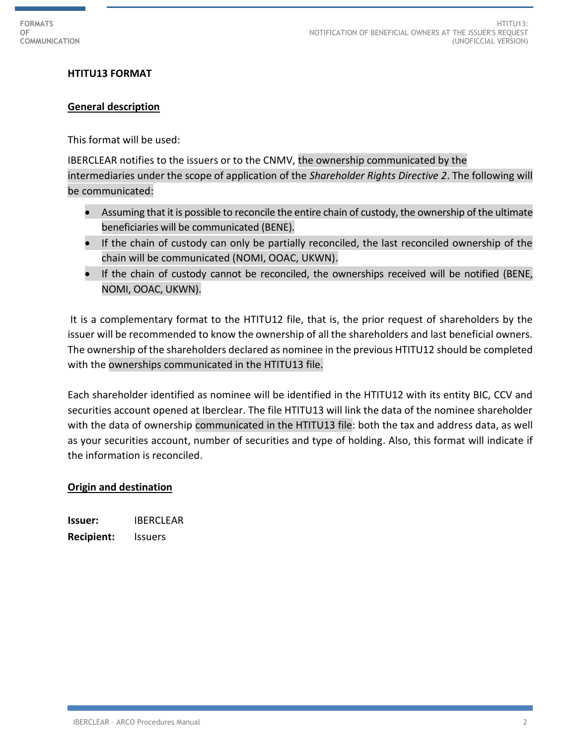**HTITU13 FORMAT**

**General description**

This format will be used:

IBERCLEAR notifies to the issuers or to the CNMV, the ownership communicated by the intermediaries under the scope of application of the *Shareholder Rights Directive 2*. The following will be communicated:

- Assuming that it is possible to reconcile the entire chain of custody, the ownership of the ultimate beneficiaries will be communicated (BENE).
- If the chain of custody can only be partially reconciled, the last reconciled ownership of the chain will be communicated (NOMI, OOAC, UKWN).
- If the chain of custody cannot be reconciled, the ownerships received will be notified (BENE, NOMI, OOAC, UKWN).

It is a complementary format to the HTITU12 file, that is, the prior request of shareholders by the issuer will be recommended to know the ownership of all the shareholders and last beneficial owners. The ownership of the shareholders declared as nominee in the previous HTITU12 should be completed with the ownerships communicated in the HTITU13 file.

Each shareholder identified as nominee will be identified in the HTITU12 with its entity BIC, CCV and securities account opened at Iberclear. The file HTITU13 will link the data of the nominee shareholder with the data of ownership communicated in the HTITU13 file: both the tax and address data, as well as your securities account, number of securities and type of holding. Also, this format will indicate if the information is reconciled.

**Origin and destination**

**Issuer:** IBERCLEAR
**Recipient:** Issuers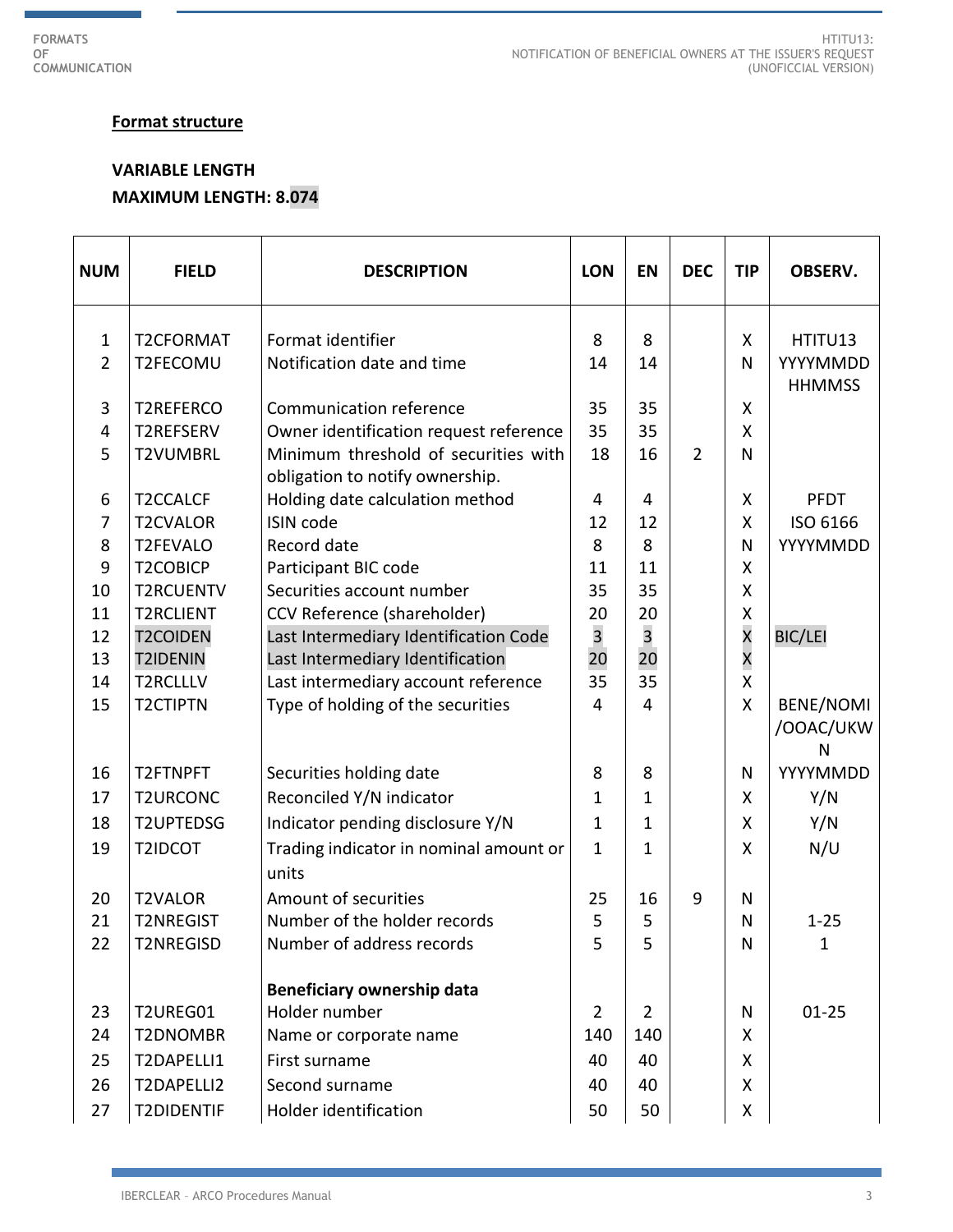**Format structure**

**VARIABLE LENGTH**

**MAXIMUM LENGTH: 8.074**

| NUM | FIELD | DESCRIPTION | LON | EN | DEC | TIP | OBSERV. |
|---|---|---|---|---|---|---|---|
| 1 | T2CFORMAT | Format identifier | 8 | 8 | | X | HTITU13 |
| 2 | T2FECOMU | Notification date and time | 14 | 14 | | N | YYYYMMDD HHMMSS |
| 3 | T2REFERCO | Communication reference | 35 | 35 | | X | |
| 4 | T2REFSERV | Owner identification request reference | 35 | 35 | | X | |
| 5 | T2VUMBRL | Minimum threshold of securities with obligation to notify ownership. | 18 | 16 | 2 | N | |
| 6 | T2CCALCF | Holding date calculation method | 4 | 4 | | X | PFDT |
| 7 | T2CVALOR | ISIN code | 12 | 12 | | X | ISO 6166 |
| 8 | T2FEVALO | Record date | 8 | 8 | | N | YYYYMMDD |
| 9 | T2COBICP | Participant BIC code | 11 | 11 | | X | |
| 10 | T2RCUENTV | Securities account number | 35 | 35 | | X | |
| 11 | T2RCLIENT | CCV Reference (shareholder) | 20 | 20 | | X | |
| 12 | T2COIDEN | Last Intermediary Identification Code | 3 | 3 | | X | BIC/LEI |
| 13 | T2IDENIN | Last Intermediary Identification | 20 | 20 | | X | |
| 14 | T2RCLLLV | Last intermediary account reference | 35 | 35 | | X | |
| 15 | T2CTIPTN | Type of holding of the securities | 4 | 4 | | X | BENE/NOMI/OOAC/UKWN |
| 16 | T2FTNPFT | Securities holding date | 8 | 8 | | N | YYYYMMDD |
| 17 | T2URCONC | Reconciled Y/N indicator | 1 | 1 | | X | Y/N |
| 18 | T2UPTEDSG | Indicator pending disclosure Y/N | 1 | 1 | | X | Y/N |
| 19 | T2IDCOT | Trading indicator in nominal amount or units | 1 | 1 | | X | N/U |
| 20 | T2VALOR | Amount of securities | 25 | 16 | 9 | N | |
| 21 | T2NREGIST | Number of the holder records | 5 | 5 | | N | 1-25 |
| 22 | T2NREGISD | Number of address records | 5 | 5 | | N | 1 |
| | | **Beneficiary ownership data** | | | | | |
| 23 | T2UREG01 | Holder number | 2 | 2 | | N | 01-25 |
| 24 | T2DNOMBR | Name or corporate name | 140 | 140 | | X | |
| 25 | T2DAPELLI1 | First surname | 40 | 40 | | X | |
| 26 | T2DAPELLI2 | Second surname | 40 | 40 | | X | |
| 27 | T2DIDENTIF | Holder identification | 50 | 50 | | X | |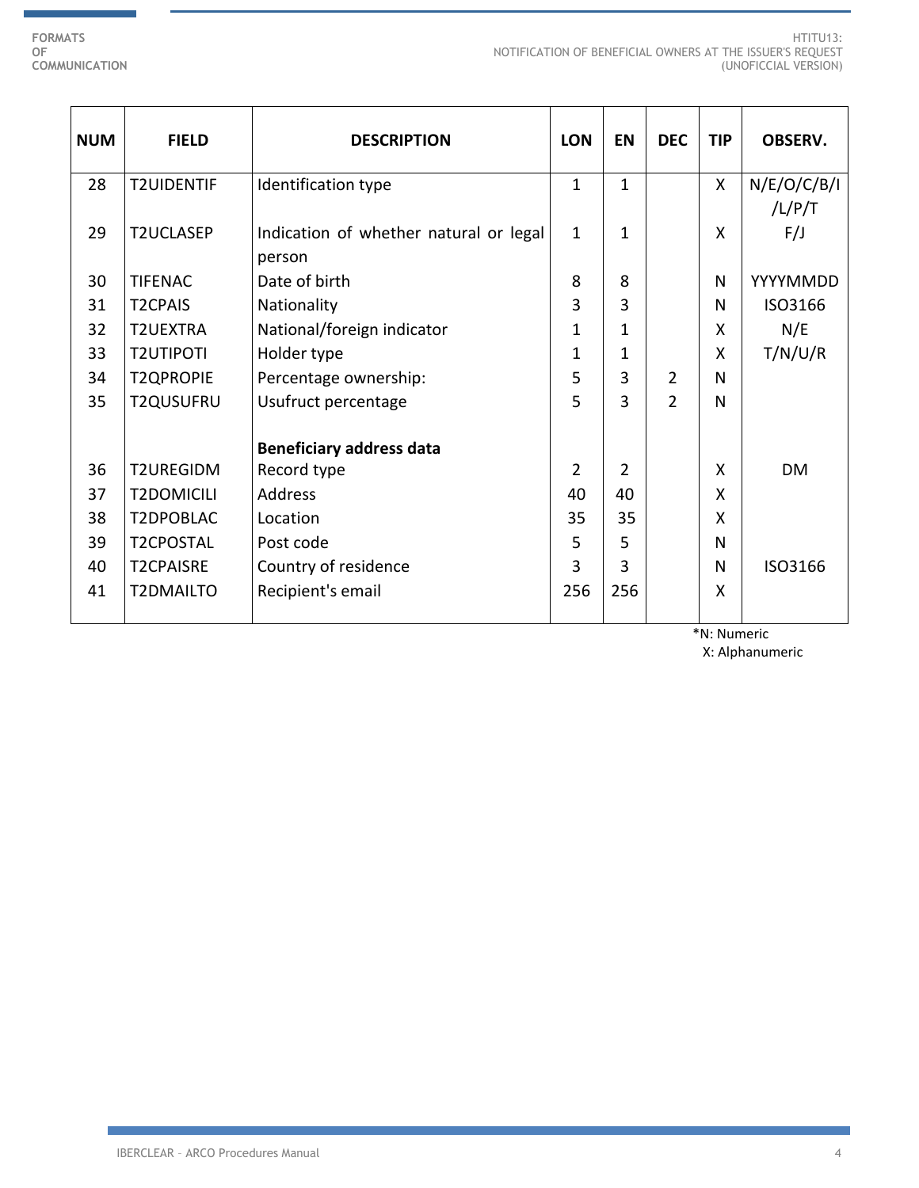| NUM | FIELD | DESCRIPTION | LON | EN | DEC | TIP | OBSERV. |
|---|---|---|---|---|---|---|---|
| 28 | T2UIDENTIF | Identification type | 1 | 1 | | X | N/E/O/C/B/I/L/P/T |
| 29 | T2UCLASEP | Indication of whether natural or legal person | 1 | 1 | | X | F/J |
| 30 | TIFENAC | Date of birth | 8 | 8 | | N | YYYYMMDD |
| 31 | T2CPAIS | Nationality | 3 | 3 | | N | ISO3166 |
| 32 | T2UEXTRA | National/foreign indicator | 1 | 1 | | X | N/E |
| 33 | T2UTIPOTI | Holder type | 1 | 1 | | X | T/N/U/R |
| 34 | T2QPROPIE | Percentage ownership: | 5 | 3 | 2 | N | |
| 35 | T2QUSUFRU | Usufruct percentage | 5 | 3 | 2 | N | |
| | | **Beneficiary address data** | | | | | |
| 36 | T2UREGIDM | Record type | 2 | 2 | | X | DM |
| 37 | T2DOMICILI | Address | 40 | 40 | | X | |
| 38 | T2DPOBLAC | Location | 35 | 35 | | X | |
| 39 | T2CPOSTAL | Post code | 5 | 5 | | N | |
| 40 | T2CPAISRE | Country of residence | 3 | 3 | | N | ISO3166 |
| 41 | T2DMAILTO | Recipient's email | 256 | 256 | | X | |

*N: Numeric
X: Alphanumeric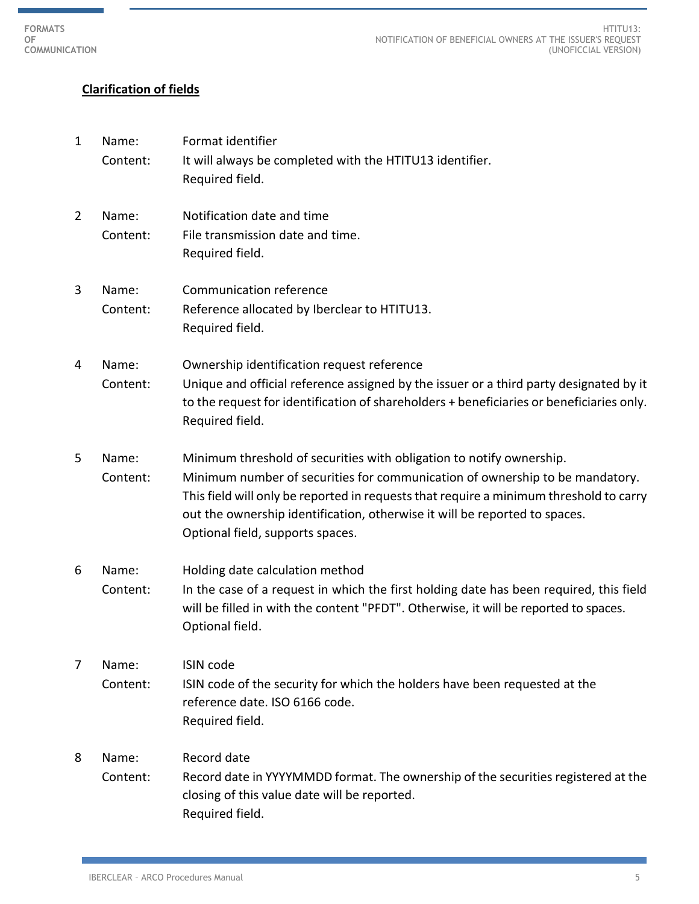**Clarification of fields**

1 Name: Format identifier
Content: It will always be completed with the HTITU13 identifier.
Required field.

2 Name: Notification date and time
Content: File transmission date and time.
Required field.

3 Name: Communication reference
Content: Reference allocated by Iberclear to HTITU13.
Required field.

4 Name: Ownership identification request reference
Content: Unique and official reference assigned by the issuer or a third party designated by it to the request for identification of shareholders + beneficiaries or beneficiaries only.
Required field.

5 Name: Minimum threshold of securities with obligation to notify ownership.
Content: Minimum number of securities for communication of ownership to be mandatory. This field will only be reported in requests that require a minimum threshold to carry out the ownership identification, otherwise it will be reported to spaces.
Optional field, supports spaces.

6 Name: Holding date calculation method
Content: In the case of a request in which the first holding date has been required, this field will be filled in with the content "PFDT". Otherwise, it will be reported to spaces.
Optional field.

7 Name: ISIN code
Content: ISIN code of the security for which the holders have been requested at the reference date. ISO 6166 code.
Required field.

8 Name: Record date
Content: Record date in YYYYMMDD format. The ownership of the securities registered at the closing of this value date will be reported.
Required field.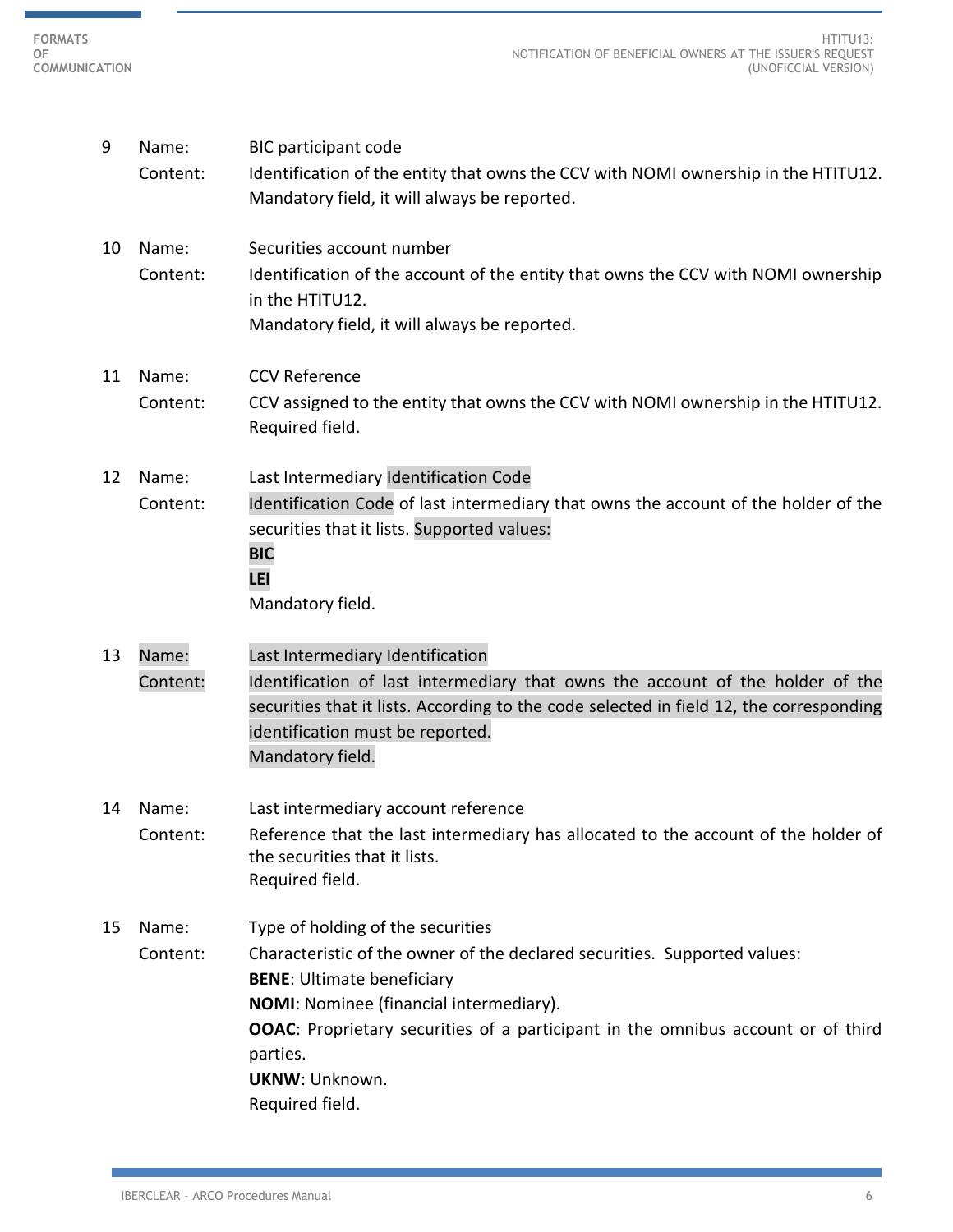9 Name: BIC participant code

Content: Identification of the entity that owns the CCV with NOMI ownership in the HTITU12. Mandatory field, it will always be reported.

10 Name: Securities account number

Content: Identification of the account of the entity that owns the CCV with NOMI ownership in the HTITU12.
Mandatory field, it will always be reported.

11 Name: CCV Reference

Content: CCV assigned to the entity that owns the CCV with NOMI ownership in the HTITU12. Required field.

12 Name: Last Intermediary Identification Code

Content: Identification Code of last intermediary that owns the account of the holder of the securities that it lists. Supported values:
**BIC**
**LEI**
Mandatory field.

13 Name: Last Intermediary Identification

Content: Identification of last intermediary that owns the account of the holder of the securities that it lists. According to the code selected in field 12, the corresponding identification must be reported.
Mandatory field.

14 Name: Last intermediary account reference

Content: Reference that the last intermediary has allocated to the account of the holder of the securities that it lists.
Required field.

15 Name: Type of holding of the securities

Content: Characteristic of the owner of the declared securities. Supported values:
**BENE**: Ultimate beneficiary
**NOMI**: Nominee (financial intermediary).
**OOAC**: Proprietary securities of a participant in the omnibus account or of third parties.
**UKNW**: Unknown.
Required field.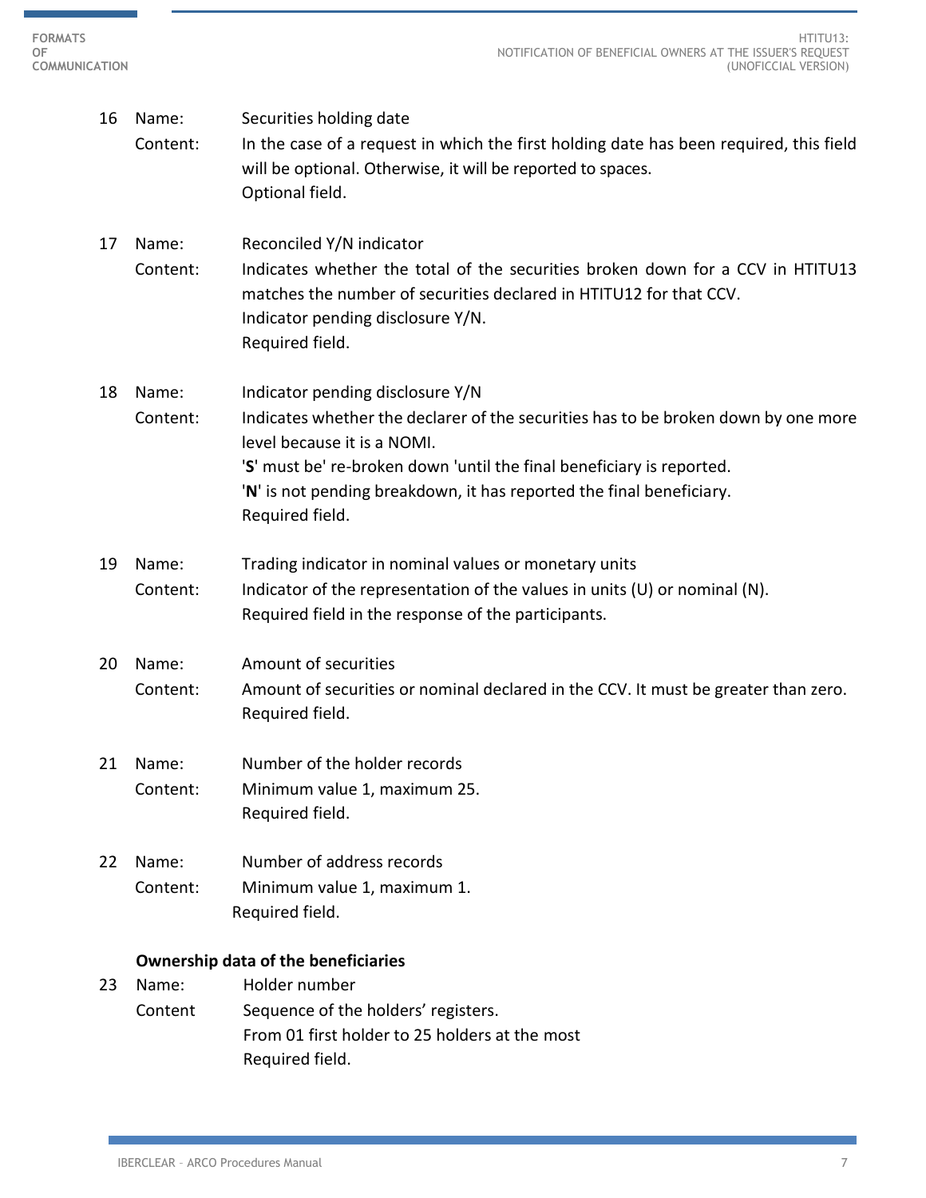16 Name: Securities holding date

Content: In the case of a request in which the first holding date has been required, this field will be optional. Otherwise, it will be reported to spaces.
Optional field.

17 Name: Reconciled Y/N indicator

Content: Indicates whether the total of the securities broken down for a CCV in HTITU13 matches the number of securities declared in HTITU12 for that CCV.
Indicator pending disclosure Y/N.
Required field.

18 Name: Indicator pending disclosure Y/N

Content: Indicates whether the declarer of the securities has to be broken down by one more level because it is a NOMI.
'**S**' must be' re-broken down 'until the final beneficiary is reported.
'**N**' is not pending breakdown, it has reported the final beneficiary.
Required field.

19 Name: Trading indicator in nominal values or monetary units

Content: Indicator of the representation of the values in units (U) or nominal (N).
Required field in the response of the participants.

20 Name: Amount of securities

Content: Amount of securities or nominal declared in the CCV. It must be greater than zero.
Required field.

21 Name: Number of the holder records

Content: Minimum value 1, maximum 25.
Required field.

22 Name: Number of address records

Content: Minimum value 1, maximum 1.
Required field.

**Ownership data of the beneficiaries**

23 Name: Holder number

Content Sequence of the holders' registers.
From 01 first holder to 25 holders at the most
Required field.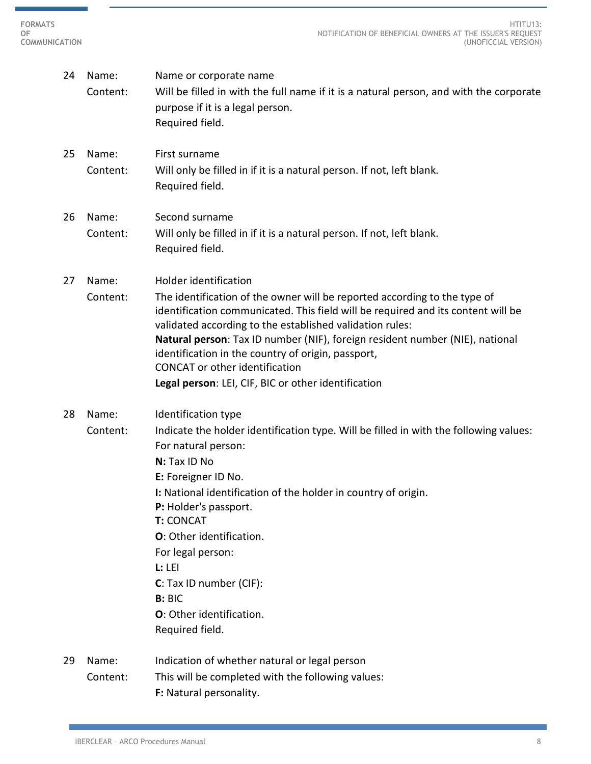24 Name: Name or corporate name

Content: Will be filled in with the full name if it is a natural person, and with the corporate purpose if it is a legal person.
Required field.

25 Name: First surname

Content: Will only be filled in if it is a natural person. If not, left blank.
Required field.

26 Name: Second surname

Content: Will only be filled in if it is a natural person. If not, left blank.
Required field.

27 Name: Holder identification

Content: The identification of the owner will be reported according to the type of identification communicated. This field will be required and its content will be validated according to the established validation rules:
**Natural person**: Tax ID number (NIF), foreign resident number (NIE), national identification in the country of origin, passport,
CONCAT or other identification
**Legal person**: LEI, CIF, BIC or other identification

28 Name: Identification type

Content: Indicate the holder identification type. Will be filled in with the following values:
For natural person:
**N:** Tax ID No
**E:** Foreigner ID No.
**I:** National identification of the holder in country of origin.
**P:** Holder's passport.
**T:** CONCAT
**O**: Other identification.
For legal person:
**L:** LEI
**C**: Tax ID number (CIF):
**B:** BIC
**O**: Other identification.
Required field.

29 Name: Indication of whether natural or legal person

Content: This will be completed with the following values:
**F:** Natural personality.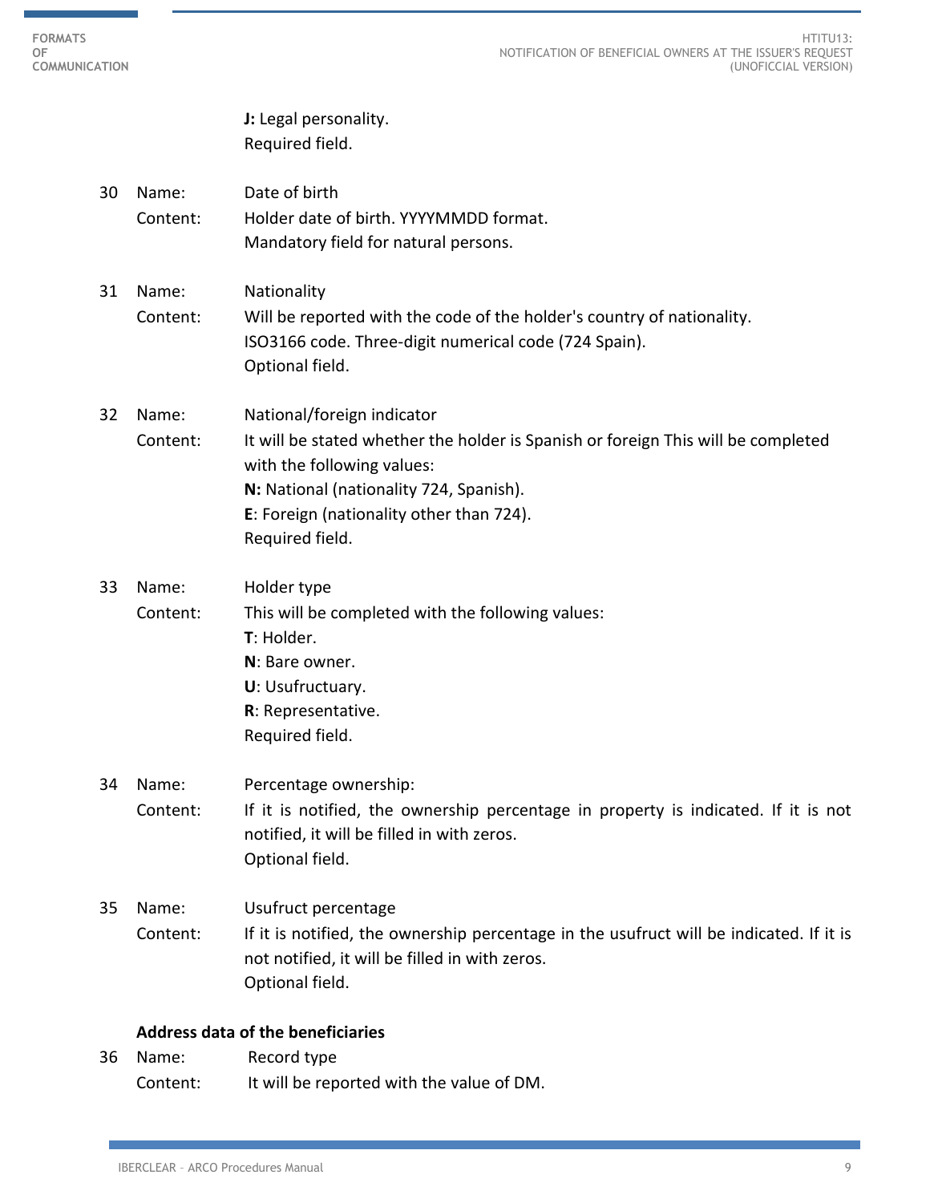**J:** Legal personality.
Required field.

30 Name: Date of birth
Content: Holder date of birth. YYYYMMDD format.
Mandatory field for natural persons.

31 Name: Nationality
Content: Will be reported with the code of the holder's country of nationality.
ISO3166 code. Three-digit numerical code (724 Spain).
Optional field.

32 Name: National/foreign indicator
Content: It will be stated whether the holder is Spanish or foreign This will be completed with the following values:
**N:** National (nationality 724, Spanish).
**E**: Foreign (nationality other than 724).
Required field.

33 Name: Holder type
Content: This will be completed with the following values:
**T**: Holder.
**N**: Bare owner.
**U**: Usufructuary.
**R**: Representative.
Required field.

34 Name: Percentage ownership:
Content: If it is notified, the ownership percentage in property is indicated. If it is not notified, it will be filled in with zeros.
Optional field.

35 Name: Usufruct percentage
Content: If it is notified, the ownership percentage in the usufruct will be indicated. If it is not notified, it will be filled in with zeros.
Optional field.

**Address data of the beneficiaries**

36 Name: Record type
Content: It will be reported with the value of DM.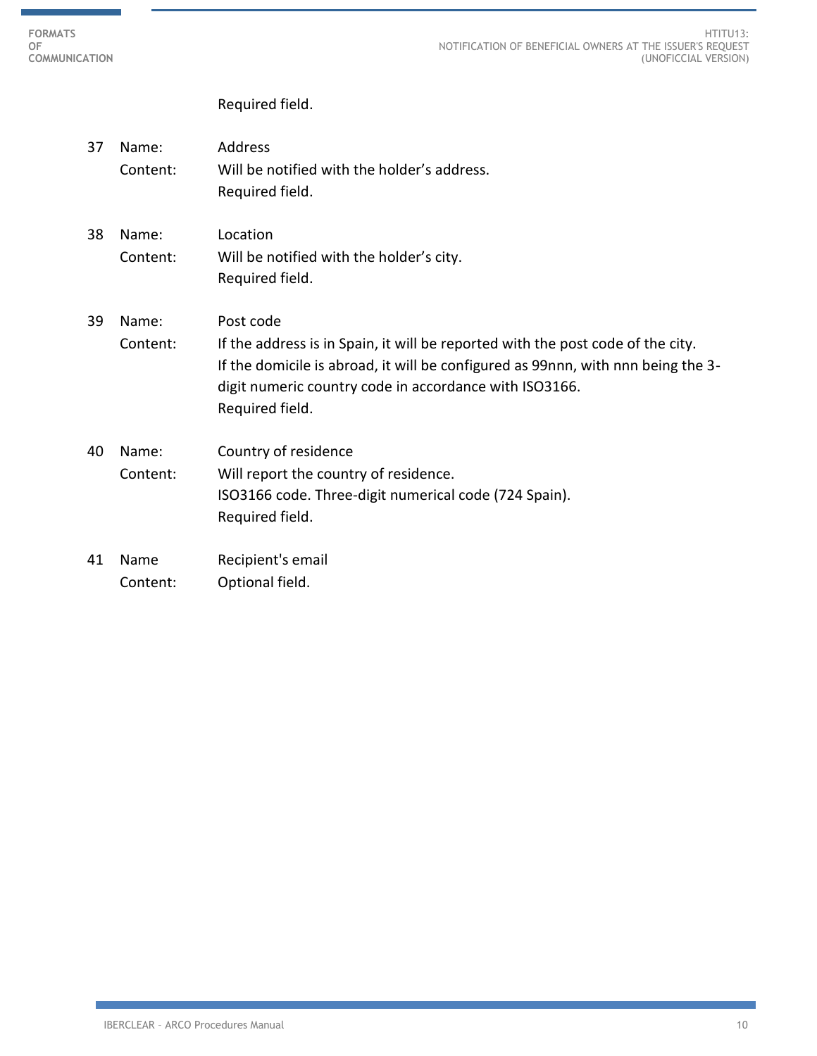Required field.

| | | |
|---|---|---|
| 37 | Name: | Address |
| | Content: | Will be notified with the holder's address.<br>Required field. |
| 38 | Name: | Location |
| | Content: | Will be notified with the holder's city.<br>Required field. |
| 39 | Name: | Post code |
| | Content: | If the address is in Spain, it will be reported with the post code of the city.<br>If the domicile is abroad, it will be configured as 99nnn, with nnn being the 3-digit numeric country code in accordance with ISO3166.<br>Required field. |
| 40 | Name: | Country of residence |
| | Content: | Will report the country of residence.<br>ISO3166 code. Three-digit numerical code (724 Spain).<br>Required field. |
| 41 | Name | Recipient's email |
| | Content: | Optional field. |